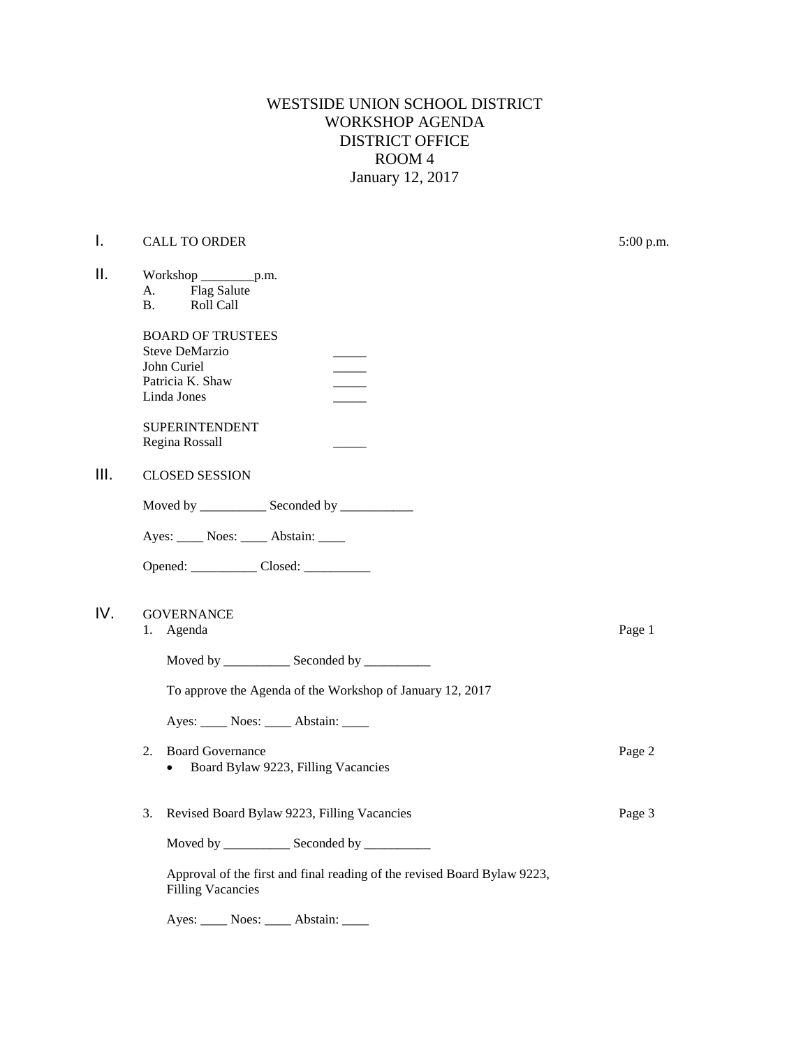# WESTSIDE UNION SCHOOL DISTRICT
## WORKSHOP AGENDA
## DISTRICT OFFICE
## ROOM 4
## January 12, 2017

I. CALL TO ORDER 5:00 p.m.

II. Workshop ________p.m.

A. Flag Salute

B. Roll Call

BOARD OF TRUSTEES

Steve DeMarzio _____

John Curiel _____

Patricia K. Shaw _____

Linda Jones _____

SUPERINTENDENT

Regina Rossall _____

III. CLOSED SESSION

Moved by __________ Seconded by ___________

Ayes: ____ Noes: ____ Abstain: ____

Opened: __________ Closed: __________

IV. GOVERNANCE

1. Agenda Page 1

   Moved by __________ Seconded by __________

   To approve the Agenda of the Workshop of January 12, 2017

   Ayes: ____ Noes: ____ Abstain: ____

2. Board Governance Page 2
   - Board Bylaw 9223, Filling Vacancies

3. Revised Board Bylaw 9223, Filling Vacancies Page 3

   Moved by __________ Seconded by __________

   Approval of the first and final reading of the revised Board Bylaw 9223, Filling Vacancies

   Ayes: ____ Noes: ____ Abstain: ____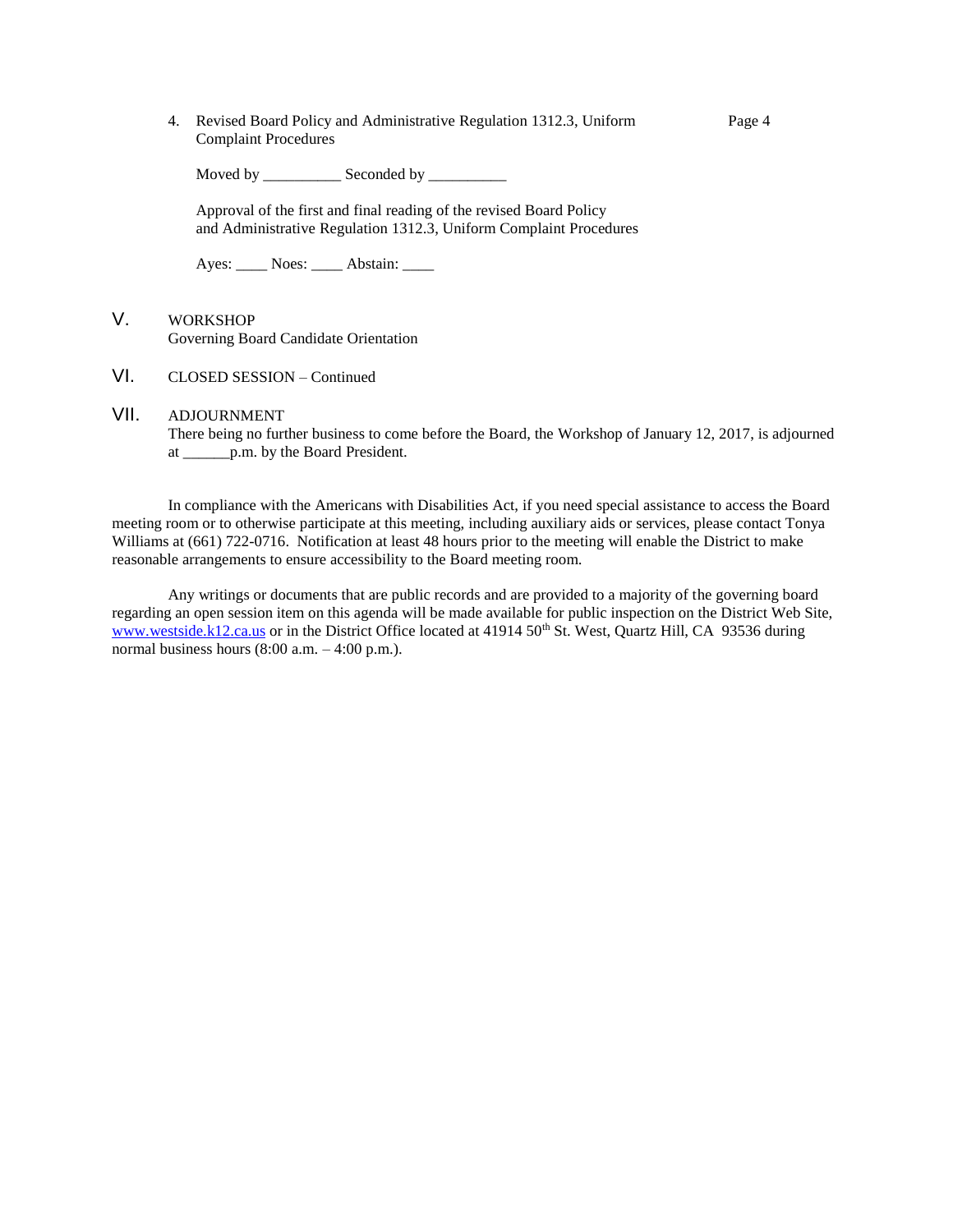4. Revised Board Policy and Administrative Regulation 1312.3, Uniform Complaint Procedures — Page 4

   Moved by __________ Seconded by __________

   Approval of the first and final reading of the revised Board Policy and Administrative Regulation 1312.3, Uniform Complaint Procedures

   Ayes: ____ Noes: ____ Abstain: ____

V. WORKSHOP
Governing Board Candidate Orientation

VI. CLOSED SESSION – Continued

VII. ADJOURNMENT
There being no further business to come before the Board, the Workshop of January 12, 2017, is adjourned at ______p.m. by the Board President.

In compliance with the Americans with Disabilities Act, if you need special assistance to access the Board meeting room or to otherwise participate at this meeting, including auxiliary aids or services, please contact Tonya Williams at (661) 722-0716. Notification at least 48 hours prior to the meeting will enable the District to make reasonable arrangements to ensure accessibility to the Board meeting room.

Any writings or documents that are public records and are provided to a majority of the governing board regarding an open session item on this agenda will be made available for public inspection on the District Web Site, www.westside.k12.ca.us or in the District Office located at 41914 50th St. West, Quartz Hill, CA 93536 during normal business hours (8:00 a.m. – 4:00 p.m.).